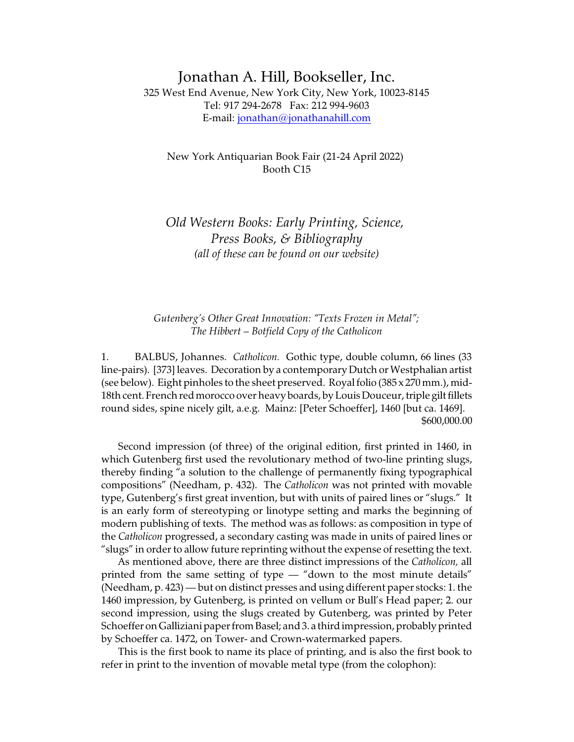# Jonathan A. Hill, Bookseller, Inc.

325 West End Avenue, New York City, New York, 10023-8145
Tel: 917 294-2678 Fax: 212 994-9603
E-mail: jonathan@jonathanahill.com

New York Antiquarian Book Fair (21-24 April 2022)
Booth C15

## *Old Western Books: Early Printing, Science, Press Books, & Bibliography*
*(all of these can be found on our website)*

*Gutenberg's Other Great Innovation: "Texts Frozen in Metal"; The Hibbert – Botfield Copy of the Catholicon*

1. BALBUS, Johannes. *Catholicon.* Gothic type, double column, 66 lines (33 line-pairs). [373] leaves. Decoration by a contemporary Dutch or Westphalian artist (see below). Eight pinholes to the sheet preserved. Royal folio (385 x 270 mm.), mid-18th cent. French red morocco over heavy boards, by Louis Douceur, triple gilt fillets round sides, spine nicely gilt, a.e.g. Mainz: [Peter Schoeffer], 1460 [but ca. 1469]. $600,000.00

Second impression (of three) of the original edition, first printed in 1460, in which Gutenberg first used the revolutionary method of two-line printing slugs, thereby finding "a solution to the challenge of permanently fixing typographical compositions" (Needham, p. 432). The *Catholicon* was not printed with movable type, Gutenberg's first great invention, but with units of paired lines or "slugs." It is an early form of stereotyping or linotype setting and marks the beginning of modern publishing of texts. The method was as follows: as composition in type of the *Catholicon* progressed, a secondary casting was made in units of paired lines or "slugs" in order to allow future reprinting without the expense of resetting the text.

As mentioned above, there are three distinct impressions of the *Catholicon,* all printed from the same setting of type — "down to the most minute details" (Needham, p. 423) — but on distinct presses and using different paper stocks: 1. the 1460 impression, by Gutenberg, is printed on vellum or Bull's Head paper; 2. our second impression, using the slugs created by Gutenberg, was printed by Peter Schoeffer on Galliziani paper from Basel; and 3. a third impression, probably printed by Schoeffer ca. 1472, on Tower- and Crown-watermarked papers.

This is the first book to name its place of printing, and is also the first book to refer in print to the invention of movable metal type (from the colophon):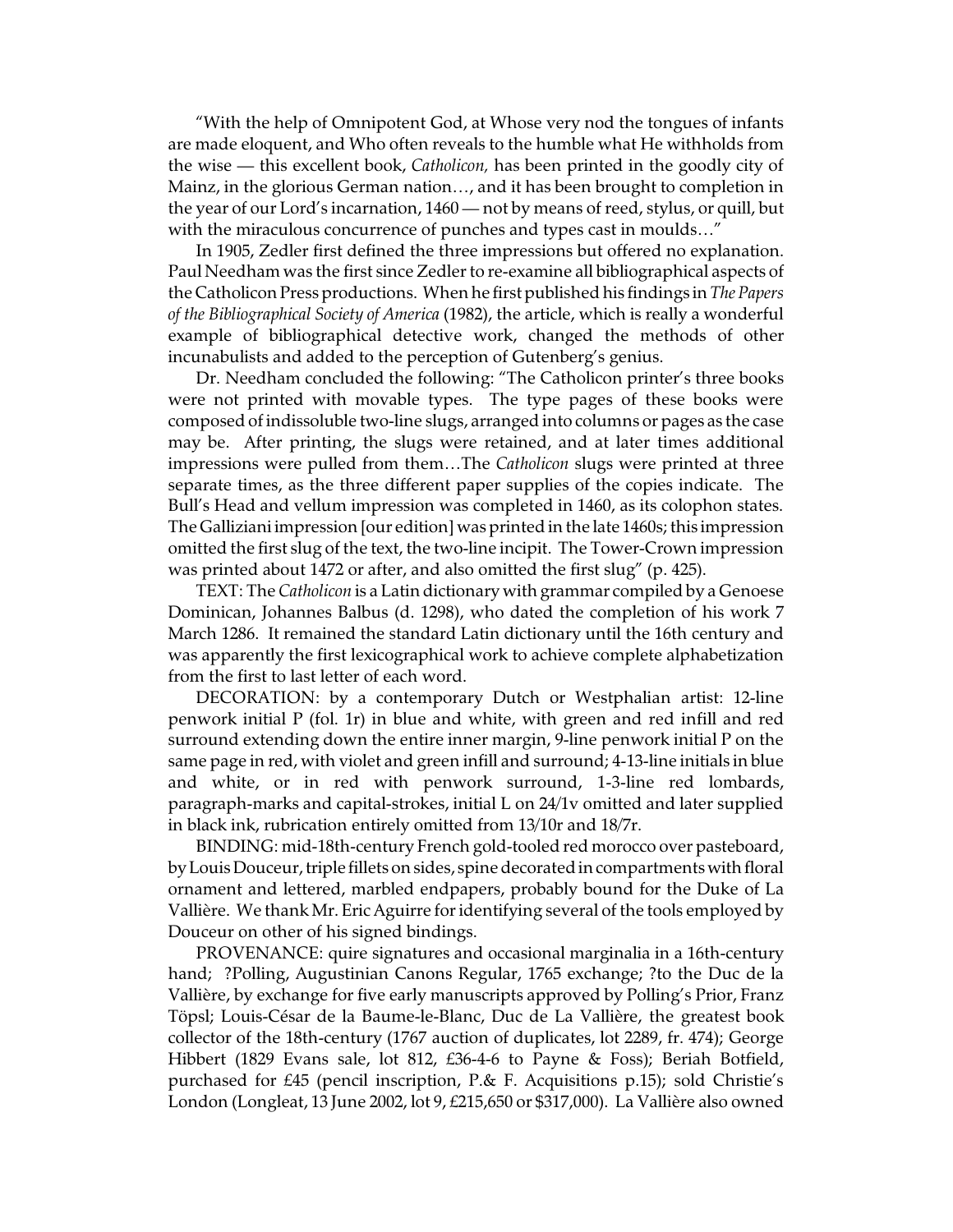"With the help of Omnipotent God, at Whose very nod the tongues of infants are made eloquent, and Who often reveals to the humble what He withholds from the wise — this excellent book, *Catholicon,* has been printed in the goodly city of Mainz, in the glorious German nation…, and it has been brought to completion in the year of our Lord's incarnation, 1460 — not by means of reed, stylus, or quill, but with the miraculous concurrence of punches and types cast in moulds…"

In 1905, Zedler first defined the three impressions but offered no explanation. Paul Needham was the first since Zedler to re-examine all bibliographical aspects of the Catholicon Press productions. When he first published his findings in *The Papers of the Bibliographical Society of America* (1982), the article, which is really a wonderful example of bibliographical detective work, changed the methods of other incunabulists and added to the perception of Gutenberg's genius.

Dr. Needham concluded the following: "The Catholicon printer's three books were not printed with movable types. The type pages of these books were composed of indissoluble two-line slugs, arranged into columns or pages as the case may be. After printing, the slugs were retained, and at later times additional impressions were pulled from them…The *Catholicon* slugs were printed at three separate times, as the three different paper supplies of the copies indicate. The Bull's Head and vellum impression was completed in 1460, as its colophon states. The Galliziani impression [our edition] was printed in the late 1460s; this impression omitted the first slug of the text, the two-line incipit. The Tower-Crown impression was printed about 1472 or after, and also omitted the first slug" (p. 425).

TEXT: The *Catholicon* is a Latin dictionary with grammar compiled by a Genoese Dominican, Johannes Balbus (d. 1298), who dated the completion of his work 7 March 1286. It remained the standard Latin dictionary until the 16th century and was apparently the first lexicographical work to achieve complete alphabetization from the first to last letter of each word.

DECORATION: by a contemporary Dutch or Westphalian artist: 12-line penwork initial P (fol. 1r) in blue and white, with green and red infill and red surround extending down the entire inner margin, 9-line penwork initial P on the same page in red, with violet and green infill and surround; 4-13-line initials in blue and white, or in red with penwork surround, 1-3-line red lombards, paragraph-marks and capital-strokes, initial L on 24/1v omitted and later supplied in black ink, rubrication entirely omitted from 13/10r and 18/7r.

BINDING: mid-18th-century French gold-tooled red morocco over pasteboard, by Louis Douceur, triple fillets on sides, spine decorated in compartments with floral ornament and lettered, marbled endpapers, probably bound for the Duke of La Vallière. We thank Mr. Eric Aguirre for identifying several of the tools employed by Douceur on other of his signed bindings.

PROVENANCE: quire signatures and occasional marginalia in a 16th-century hand; ?Polling, Augustinian Canons Regular, 1765 exchange; ?to the Duc de la Vallière, by exchange for five early manuscripts approved by Polling's Prior, Franz Töpsl; Louis-César de la Baume-le-Blanc, Duc de La Vallière, the greatest book collector of the 18th-century (1767 auction of duplicates, lot 2289, fr. 474); George Hibbert (1829 Evans sale, lot 812, £36-4-6 to Payne & Foss); Beriah Botfield, purchased for £45 (pencil inscription, P.& F. Acquisitions p.15); sold Christie's London (Longleat, 13 June 2002, lot 9, £215,650 or $317,000). La Vallière also owned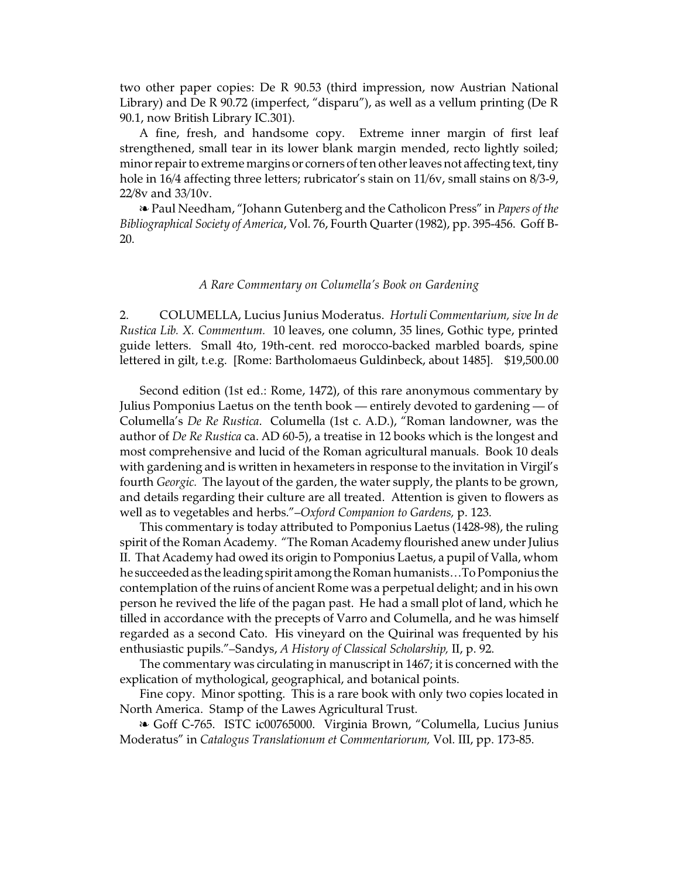two other paper copies: De R 90.53 (third impression, now Austrian National Library) and De R 90.72 (imperfect, "disparu"), as well as a vellum printing (De R 90.1, now British Library IC.301).

A fine, fresh, and handsome copy. Extreme inner margin of first leaf strengthened, small tear in its lower blank margin mended, recto lightly soiled; minor repair to extreme margins or corners of ten other leaves not affecting text, tiny hole in 16/4 affecting three letters; rubricator's stain on 11/6v, small stains on 8/3-9, 22/8v and 33/10v.

❧ Paul Needham, "Johann Gutenberg and the Catholicon Press" in *Papers of the Bibliographical Society of America*, Vol. 76, Fourth Quarter (1982), pp. 395-456. Goff B-20.

*A Rare Commentary on Columella's Book on Gardening*

2. COLUMELLA, Lucius Junius Moderatus. *Hortuli Commentarium, sive In de Rustica Lib. X. Commentum.* 10 leaves, one column, 35 lines, Gothic type, printed guide letters. Small 4to, 19th-cent. red morocco-backed marbled boards, spine lettered in gilt, t.e.g. [Rome: Bartholomaeus Guldinbeck, about 1485]. $19,500.00

Second edition (1st ed.: Rome, 1472), of this rare anonymous commentary by Julius Pomponius Laetus on the tenth book — entirely devoted to gardening — of Columella's *De Re Rustica*. Columella (1st c. A.D.), "Roman landowner, was the author of *De Re Rustica* ca. AD 60-5), a treatise in 12 books which is the longest and most comprehensive and lucid of the Roman agricultural manuals. Book 10 deals with gardening and is written in hexameters in response to the invitation in Virgil's fourth *Georgic.* The layout of the garden, the water supply, the plants to be grown, and details regarding their culture are all treated. Attention is given to flowers as well as to vegetables and herbs."–*Oxford Companion to Gardens,* p. 123.

This commentary is today attributed to Pomponius Laetus (1428-98), the ruling spirit of the Roman Academy. "The Roman Academy flourished anew under Julius II. That Academy had owed its origin to Pomponius Laetus, a pupil of Valla, whom he succeeded as the leading spirit among the Roman humanists…To Pomponius the contemplation of the ruins of ancient Rome was a perpetual delight; and in his own person he revived the life of the pagan past. He had a small plot of land, which he tilled in accordance with the precepts of Varro and Columella, and he was himself regarded as a second Cato. His vineyard on the Quirinal was frequented by his enthusiastic pupils."–Sandys, *A History of Classical Scholarship,* II, p. 92.

The commentary was circulating in manuscript in 1467; it is concerned with the explication of mythological, geographical, and botanical points.

Fine copy. Minor spotting. This is a rare book with only two copies located in North America. Stamp of the Lawes Agricultural Trust.

❧ Goff C-765. ISTC ic00765000. Virginia Brown, "Columella, Lucius Junius Moderatus" in *Catalogus Translationum et Commentariorum,* Vol. III, pp. 173-85.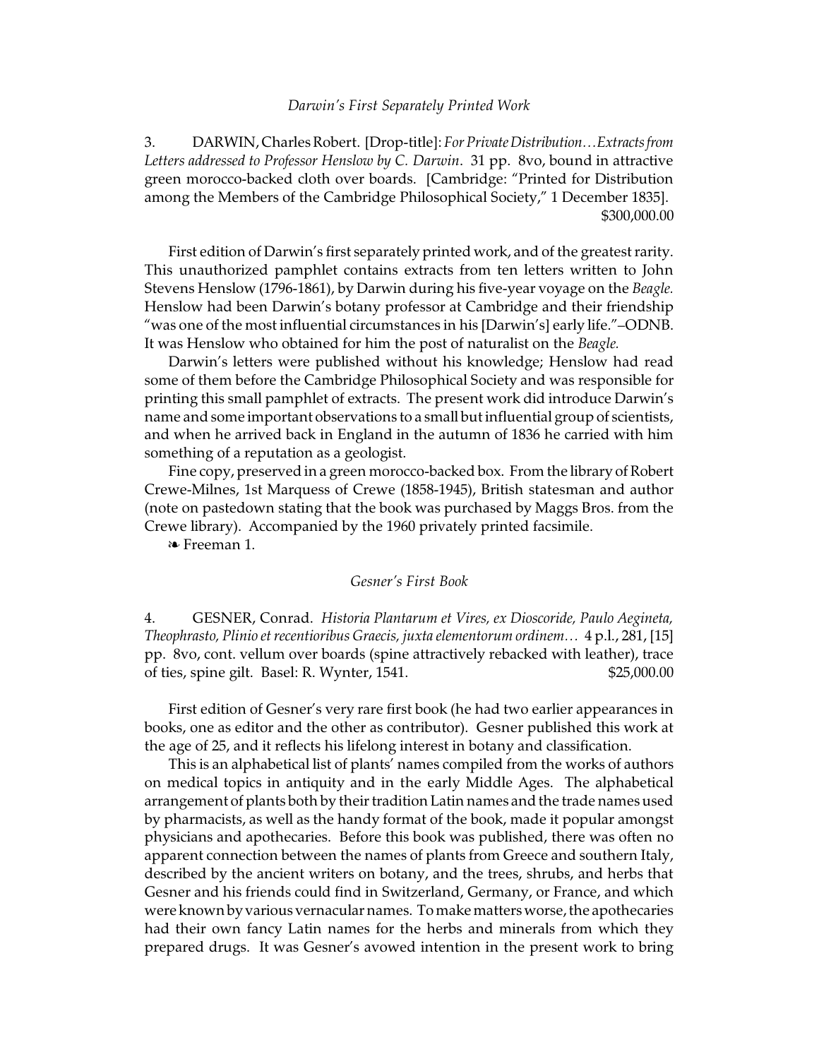### *Darwin's First Separately Printed Work*

3. DARWIN, Charles Robert. [Drop-title]: *For Private Distribution…Extracts from Letters addressed to Professor Henslow by C. Darwin*. 31 pp. 8vo, bound in attractive green morocco-backed cloth over boards. [Cambridge: "Printed for Distribution among the Members of the Cambridge Philosophical Society," 1 December 1835]. $300,000.00

First edition of Darwin's first separately printed work, and of the greatest rarity. This unauthorized pamphlet contains extracts from ten letters written to John Stevens Henslow (1796-1861), by Darwin during his five-year voyage on the *Beagle.* Henslow had been Darwin's botany professor at Cambridge and their friendship "was one of the most influential circumstances in his [Darwin's] early life."–ODNB. It was Henslow who obtained for him the post of naturalist on the *Beagle.*

Darwin's letters were published without his knowledge; Henslow had read some of them before the Cambridge Philosophical Society and was responsible for printing this small pamphlet of extracts. The present work did introduce Darwin's name and some important observations to a small but influential group of scientists, and when he arrived back in England in the autumn of 1836 he carried with him something of a reputation as a geologist.

Fine copy, preserved in a green morocco-backed box. From the library of Robert Crewe-Milnes, 1st Marquess of Crewe (1858-1945), British statesman and author (note on pastedown stating that the book was purchased by Maggs Bros. from the Crewe library). Accompanied by the 1960 privately printed facsimile.

❧ Freeman 1.

### *Gesner's First Book*

4. GESNER, Conrad. *Historia Plantarum et Vires, ex Dioscoride, Paulo Aegineta, Theophrasto, Plinio et recentioribus Graecis, juxta elementorum ordinem…* 4 p.l., 281, [15] pp. 8vo, cont. vellum over boards (spine attractively rebacked with leather), trace of ties, spine gilt. Basel: R. Wynter, 1541. $25,000.00

First edition of Gesner's very rare first book (he had two earlier appearances in books, one as editor and the other as contributor). Gesner published this work at the age of 25, and it reflects his lifelong interest in botany and classification.

This is an alphabetical list of plants' names compiled from the works of authors on medical topics in antiquity and in the early Middle Ages. The alphabetical arrangement of plants both by their tradition Latin names and the trade names used by pharmacists, as well as the handy format of the book, made it popular amongst physicians and apothecaries. Before this book was published, there was often no apparent connection between the names of plants from Greece and southern Italy, described by the ancient writers on botany, and the trees, shrubs, and herbs that Gesner and his friends could find in Switzerland, Germany, or France, and which were known by various vernacular names. To make matters worse, the apothecaries had their own fancy Latin names for the herbs and minerals from which they prepared drugs. It was Gesner's avowed intention in the present work to bring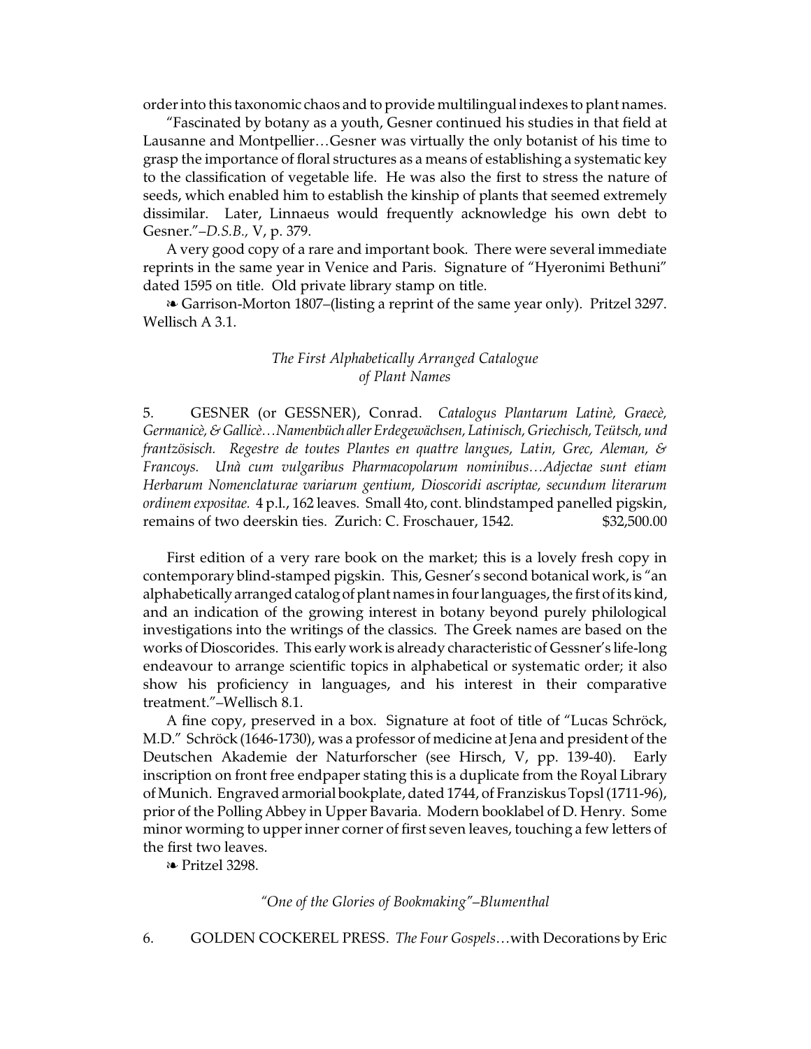order into this taxonomic chaos and to provide multilingual indexes to plant names.

"Fascinated by botany as a youth, Gesner continued his studies in that field at Lausanne and Montpellier…Gesner was virtually the only botanist of his time to grasp the importance of floral structures as a means of establishing a systematic key to the classification of vegetable life. He was also the first to stress the nature of seeds, which enabled him to establish the kinship of plants that seemed extremely dissimilar. Later, Linnaeus would frequently acknowledge his own debt to Gesner."–*D.S.B.*, V, p. 379.

A very good copy of a rare and important book. There were several immediate reprints in the same year in Venice and Paris. Signature of "Hyeronimi Bethuni" dated 1595 on title. Old private library stamp on title.

❧ Garrison-Morton 1807–(listing a reprint of the same year only). Pritzel 3297. Wellisch A 3.1.

*The First Alphabetically Arranged Catalogue of Plant Names*

5. GESNER (or GESSNER), Conrad. *Catalogus Plantarum Latinè, Graecè, Germanicè, & Gallicè…Namenbüch aller Erdegewächsen, Latinisch, Griechisch, Teütsch, und frantzösisch. Regestre de toutes Plantes en quattre langues, Latin, Grec, Aleman, & Francoys. Unà cum vulgaribus Pharmacopolarum nominibus…Adjectae sunt etiam Herbarum Nomenclaturae variarum gentium, Dioscoridi ascriptae, secundum literarum ordinem expositae.* 4 p.l., 162 leaves. Small 4to, cont. blindstamped panelled pigskin, remains of two deerskin ties. Zurich: C. Froschauer, 1542. $32,500.00

First edition of a very rare book on the market; this is a lovely fresh copy in contemporary blind-stamped pigskin. This, Gesner's second botanical work, is "an alphabetically arranged catalog of plant names in four languages, the first of its kind, and an indication of the growing interest in botany beyond purely philological investigations into the writings of the classics. The Greek names are based on the works of Dioscorides. This early work is already characteristic of Gessner's life-long endeavour to arrange scientific topics in alphabetical or systematic order; it also show his proficiency in languages, and his interest in their comparative treatment."–Wellisch 8.1.

A fine copy, preserved in a box. Signature at foot of title of "Lucas Schröck, M.D." Schröck (1646-1730), was a professor of medicine at Jena and president of the Deutschen Akademie der Naturforscher (see Hirsch, V, pp. 139-40). Early inscription on front free endpaper stating this is a duplicate from the Royal Library of Munich. Engraved armorial bookplate, dated 1744, of Franziskus Topsl (1711-96), prior of the Polling Abbey in Upper Bavaria. Modern booklabel of D. Henry. Some minor worming to upper inner corner of first seven leaves, touching a few letters of the first two leaves.

❧ Pritzel 3298.

*"One of the Glories of Bookmaking"–Blumenthal*

6. GOLDEN COCKEREL PRESS. *The Four Gospels*…with Decorations by Eric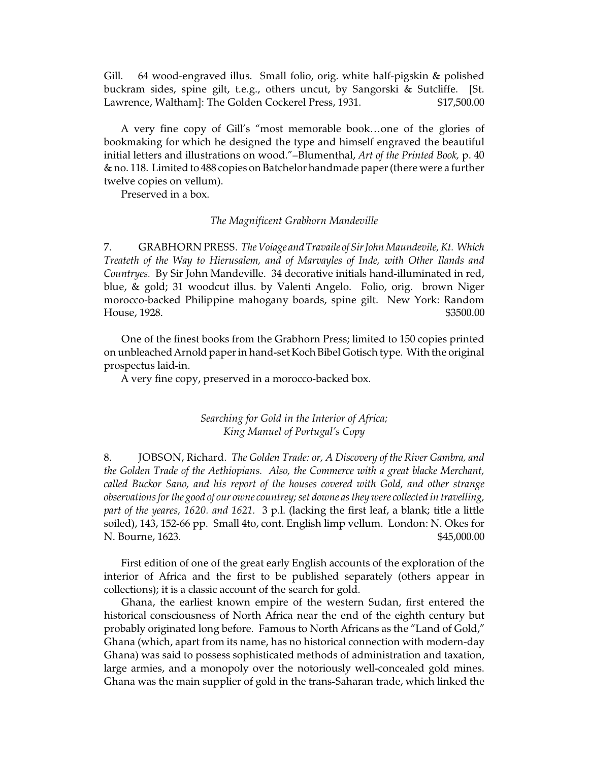Gill. 64 wood-engraved illus. Small folio, orig. white half-pigskin & polished buckram sides, spine gilt, t.e.g., others uncut, by Sangorski & Sutcliffe. [St. Lawrence, Waltham]: The Golden Cockerel Press, 1931. $17,500.00

A very fine copy of Gill's "most memorable book…one of the glories of bookmaking for which he designed the type and himself engraved the beautiful initial letters and illustrations on wood."–Blumenthal, *Art of the Printed Book,* p. 40 & no. 118. Limited to 488 copies on Batchelor handmade paper (there were a further twelve copies on vellum).

Preserved in a box.

*The Magnificent Grabhorn Mandeville*

7. GRABHORN PRESS. *The Voiage and Travaile of Sir John Maundevile, Kt. Which Treateth of the Way to Hierusalem, and of Marvayles of Inde, with Other Ilands and Countryes.* By Sir John Mandeville. 34 decorative initials hand-illuminated in red, blue, & gold; 31 woodcut illus. by Valenti Angelo. Folio, orig. brown Niger morocco-backed Philippine mahogany boards, spine gilt. New York: Random House, 1928. $3500.00

One of the finest books from the Grabhorn Press; limited to 150 copies printed on unbleached Arnold paper in hand-set Koch Bibel Gotisch type. With the original prospectus laid-in.

A very fine copy, preserved in a morocco-backed box.

*Searching for Gold in the Interior of Africa;*
*King Manuel of Portugal's Copy*

8. JOBSON, Richard. *The Golden Trade: or, A Discovery of the River Gambra, and the Golden Trade of the Aethiopians. Also, the Commerce with a great blacke Merchant, called Buckor Sano, and his report of the houses covered with Gold, and other strange observations for the good of our owne countrey; set downe as they were collected in travelling, part of the yeares, 1620. and 1621.* 3 p.l. (lacking the first leaf, a blank; title a little soiled), 143, 152-66 pp. Small 4to, cont. English limp vellum. London: N. Okes for N. Bourne, 1623. $45,000.00

First edition of one of the great early English accounts of the exploration of the interior of Africa and the first to be published separately (others appear in collections); it is a classic account of the search for gold.

Ghana, the earliest known empire of the western Sudan, first entered the historical consciousness of North Africa near the end of the eighth century but probably originated long before. Famous to North Africans as the "Land of Gold," Ghana (which, apart from its name, has no historical connection with modern-day Ghana) was said to possess sophisticated methods of administration and taxation, large armies, and a monopoly over the notoriously well-concealed gold mines. Ghana was the main supplier of gold in the trans-Saharan trade, which linked the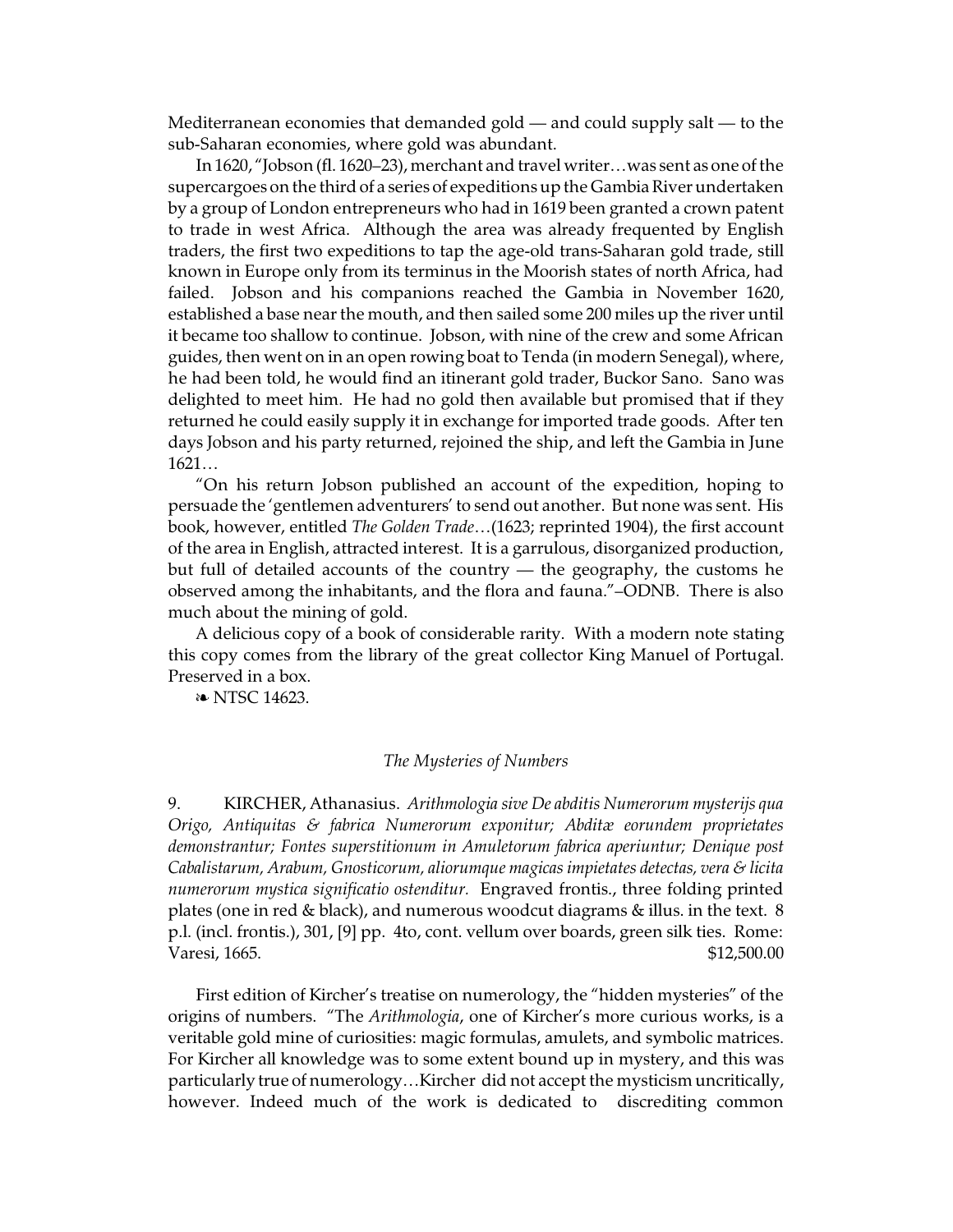Mediterranean economies that demanded gold — and could supply salt — to the sub-Saharan economies, where gold was abundant.

In 1620, "Jobson (fl. 1620–23), merchant and travel writer…was sent as one of the supercargoes on the third of a series of expeditions up the Gambia River undertaken by a group of London entrepreneurs who had in 1619 been granted a crown patent to trade in west Africa. Although the area was already frequented by English traders, the first two expeditions to tap the age-old trans-Saharan gold trade, still known in Europe only from its terminus in the Moorish states of north Africa, had failed. Jobson and his companions reached the Gambia in November 1620, established a base near the mouth, and then sailed some 200 miles up the river until it became too shallow to continue. Jobson, with nine of the crew and some African guides, then went on in an open rowing boat to Tenda (in modern Senegal), where, he had been told, he would find an itinerant gold trader, Buckor Sano. Sano was delighted to meet him. He had no gold then available but promised that if they returned he could easily supply it in exchange for imported trade goods. After ten days Jobson and his party returned, rejoined the ship, and left the Gambia in June 1621…

"On his return Jobson published an account of the expedition, hoping to persuade the 'gentlemen adventurers' to send out another. But none was sent. His book, however, entitled *The Golden Trade*…(1623; reprinted 1904), the first account of the area in English, attracted interest. It is a garrulous, disorganized production, but full of detailed accounts of the country — the geography, the customs he observed among the inhabitants, and the flora and fauna."–ODNB. There is also much about the mining of gold.

A delicious copy of a book of considerable rarity. With a modern note stating this copy comes from the library of the great collector King Manuel of Portugal. Preserved in a box.

❧ NTSC 14623.

*The Mysteries of Numbers*

9. KIRCHER, Athanasius. *Arithmologia sive De abditis Numerorum mysterijs qua Origo, Antiquitas & fabrica Numerorum exponitur; Abditæ eorundem proprietates demonstrantur; Fontes superstitionum in Amuletorum fabrica aperiuntur; Denique post Cabalistarum, Arabum, Gnosticorum, aliorumque magicas impietates detectas, vera & licita numerorum mystica significatio ostenditur.* Engraved frontis., three folding printed plates (one in red & black), and numerous woodcut diagrams & illus. in the text. 8 p.l. (incl. frontis.), 301, [9] pp. 4to, cont. vellum over boards, green silk ties. Rome: Varesi, 1665. $12,500.00

First edition of Kircher's treatise on numerology, the "hidden mysteries" of the origins of numbers. "The *Arithmologia*, one of Kircher's more curious works, is a veritable gold mine of curiosities: magic formulas, amulets, and symbolic matrices. For Kircher all knowledge was to some extent bound up in mystery, and this was particularly true of numerology…Kircher did not accept the mysticism uncritically, however. Indeed much of the work is dedicated to discrediting common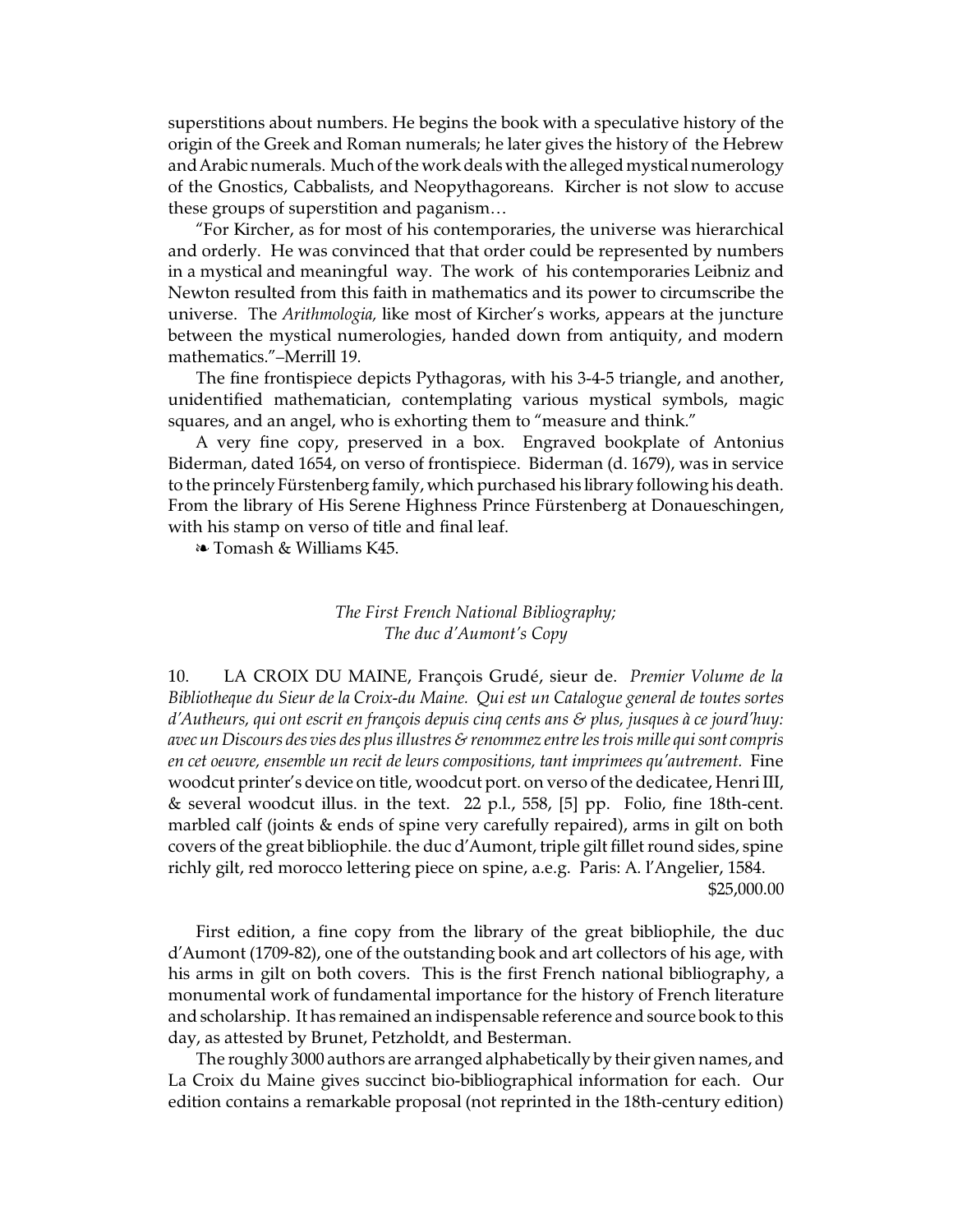superstitions about numbers. He begins the book with a speculative history of the origin of the Greek and Roman numerals; he later gives the history of the Hebrew and Arabic numerals. Much of the work deals with the alleged mystical numerology of the Gnostics, Cabbalists, and Neopythagoreans. Kircher is not slow to accuse these groups of superstition and paganism…

"For Kircher, as for most of his contemporaries, the universe was hierarchical and orderly. He was convinced that that order could be represented by numbers in a mystical and meaningful way. The work of his contemporaries Leibniz and Newton resulted from this faith in mathematics and its power to circumscribe the universe. The *Arithmologia,* like most of Kircher's works, appears at the juncture between the mystical numerologies, handed down from antiquity, and modern mathematics."–Merrill 19.

The fine frontispiece depicts Pythagoras, with his 3-4-5 triangle, and another, unidentified mathematician, contemplating various mystical symbols, magic squares, and an angel, who is exhorting them to "measure and think."

A very fine copy, preserved in a box. Engraved bookplate of Antonius Biderman, dated 1654, on verso of frontispiece. Biderman (d. 1679), was in service to the princely Fürstenberg family, which purchased his library following his death. From the library of His Serene Highness Prince Fürstenberg at Donaueschingen, with his stamp on verso of title and final leaf.

❧ Tomash & Williams K45.

*The First French National Bibliography;*
*The duc d'Aumont's Copy*

10. LA CROIX DU MAINE, François Grudé, sieur de. *Premier Volume de la Bibliotheque du Sieur de la Croix-du Maine. Qui est un Catalogue general de toutes sortes d'Autheurs, qui ont escrit en françois depuis cinq cents ans & plus, jusques à ce jourd'huy: avec un Discours des vies des plus illustres & renommez entre les trois mille qui sont compris en cet oeuvre, ensemble un recit de leurs compositions, tant imprimees qu'autrement.* Fine woodcut printer's device on title, woodcut port. on verso of the dedicatee, Henri III, & several woodcut illus. in the text. 22 p.l., 558, [5] pp. Folio, fine 18th-cent. marbled calf (joints & ends of spine very carefully repaired), arms in gilt on both covers of the great bibliophile. the duc d'Aumont, triple gilt fillet round sides, spine richly gilt, red morocco lettering piece on spine, a.e.g. Paris: A. l'Angelier, 1584.
$25,000.00

First edition, a fine copy from the library of the great bibliophile, the duc d'Aumont (1709-82), one of the outstanding book and art collectors of his age, with his arms in gilt on both covers. This is the first French national bibliography, a monumental work of fundamental importance for the history of French literature and scholarship. It has remained an indispensable reference and source book to this day, as attested by Brunet, Petzholdt, and Besterman.

The roughly 3000 authors are arranged alphabetically by their given names, and La Croix du Maine gives succinct bio-bibliographical information for each. Our edition contains a remarkable proposal (not reprinted in the 18th-century edition)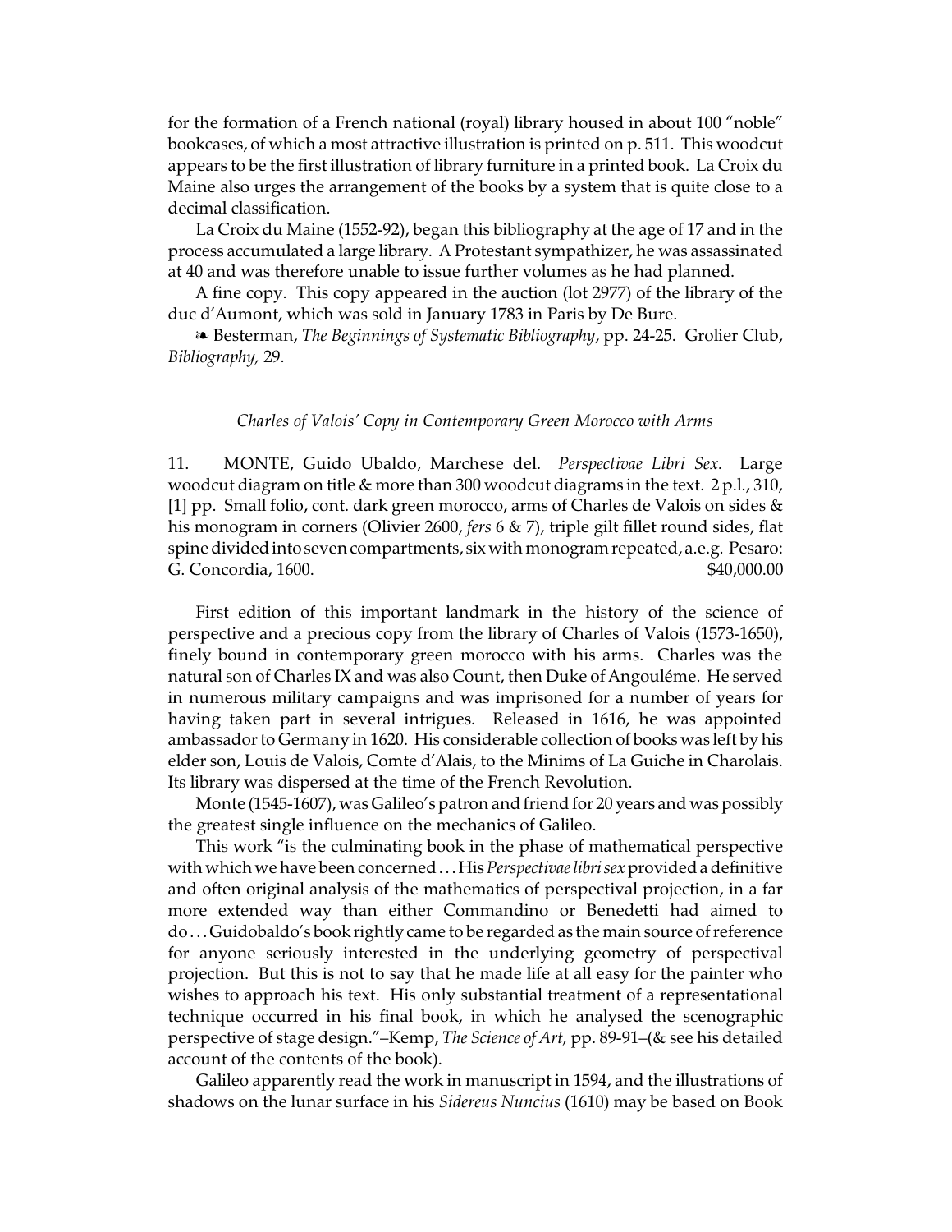for the formation of a French national (royal) library housed in about 100 "noble" bookcases, of which a most attractive illustration is printed on p. 511. This woodcut appears to be the first illustration of library furniture in a printed book. La Croix du Maine also urges the arrangement of the books by a system that is quite close to a decimal classification.

La Croix du Maine (1552-92), began this bibliography at the age of 17 and in the process accumulated a large library. A Protestant sympathizer, he was assassinated at 40 and was therefore unable to issue further volumes as he had planned.

A fine copy. This copy appeared in the auction (lot 2977) of the library of the duc d'Aumont, which was sold in January 1783 in Paris by De Bure.

❧ Besterman, *The Beginnings of Systematic Bibliography*, pp. 24-25. Grolier Club, *Bibliography,* 29.

*Charles of Valois' Copy in Contemporary Green Morocco with Arms*

11. MONTE, Guido Ubaldo, Marchese del. *Perspectivae Libri Sex.* Large woodcut diagram on title & more than 300 woodcut diagrams in the text. 2 p.l., 310, [1] pp. Small folio, cont. dark green morocco, arms of Charles de Valois on sides & his monogram in corners (Olivier 2600, *fers* 6 & 7), triple gilt fillet round sides, flat spine divided into seven compartments, six with monogram repeated, a.e.g. Pesaro: G. Concordia, 1600. $40,000.00

First edition of this important landmark in the history of the science of perspective and a precious copy from the library of Charles of Valois (1573-1650), finely bound in contemporary green morocco with his arms. Charles was the natural son of Charles IX and was also Count, then Duke of Angouléme. He served in numerous military campaigns and was imprisoned for a number of years for having taken part in several intrigues. Released in 1616, he was appointed ambassador to Germany in 1620. His considerable collection of books was left by his elder son, Louis de Valois, Comte d'Alais, to the Minims of La Guiche in Charolais. Its library was dispersed at the time of the French Revolution.

Monte (1545-1607), was Galileo's patron and friend for 20 years and was possibly the greatest single influence on the mechanics of Galileo.

This work "is the culminating book in the phase of mathematical perspective with which we have been concerned . . . His *Perspectivae libri sex* provided a definitive and often original analysis of the mathematics of perspectival projection, in a far more extended way than either Commandino or Benedetti had aimed to do . . . Guidobaldo's book rightly came to be regarded as the main source of reference for anyone seriously interested in the underlying geometry of perspectival projection. But this is not to say that he made life at all easy for the painter who wishes to approach his text. His only substantial treatment of a representational technique occurred in his final book, in which he analysed the scenographic perspective of stage design."–Kemp, *The Science of Art,* pp. 89-91–(& see his detailed account of the contents of the book).

Galileo apparently read the work in manuscript in 1594, and the illustrations of shadows on the lunar surface in his *Sidereus Nuncius* (1610) may be based on Book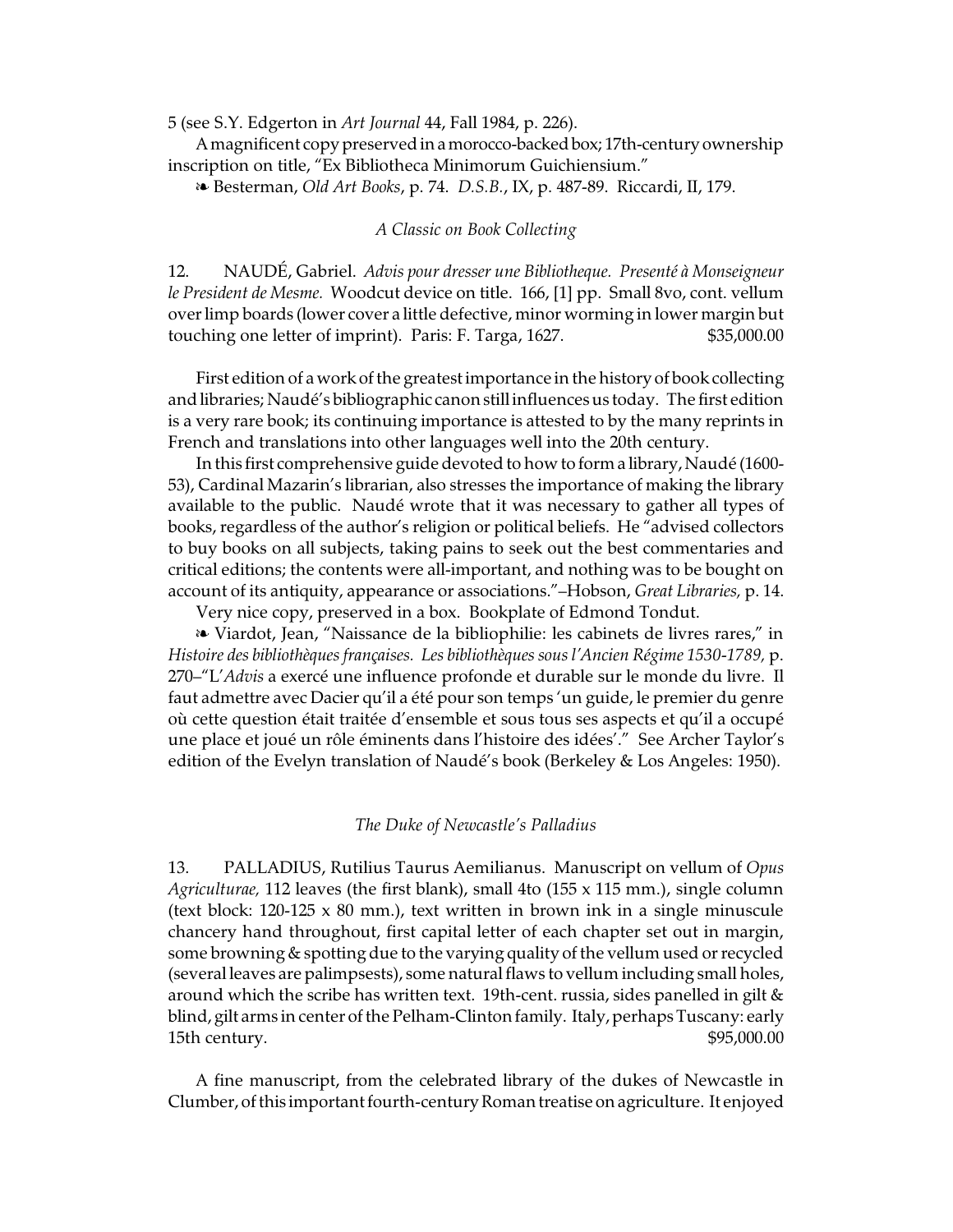5 (see S.Y. Edgerton in *Art Journal* 44, Fall 1984, p. 226).

A magnificent copy preserved in a morocco-backed box; 17th-century ownership inscription on title, "Ex Bibliotheca Minimorum Guichiensium."

❧ Besterman, *Old Art Books*, p. 74. *D.S.B.*, IX, p. 487-89. Riccardi, II, 179.

*A Classic on Book Collecting*

12. NAUDÉ, Gabriel. *Advis pour dresser une Bibliotheque. Presenté à Monseigneur le President de Mesme.* Woodcut device on title. 166, [1] pp. Small 8vo, cont. vellum over limp boards (lower cover a little defective, minor worming in lower margin but touching one letter of imprint). Paris: F. Targa, 1627. $35,000.00

First edition of a work of the greatest importance in the history of book collecting and libraries; Naudé's bibliographic canon still influences us today. The first edition is a very rare book; its continuing importance is attested to by the many reprints in French and translations into other languages well into the 20th century.

In this first comprehensive guide devoted to how to form a library, Naudé (1600-53), Cardinal Mazarin's librarian, also stresses the importance of making the library available to the public. Naudé wrote that it was necessary to gather all types of books, regardless of the author's religion or political beliefs. He "advised collectors to buy books on all subjects, taking pains to seek out the best commentaries and critical editions; the contents were all-important, and nothing was to be bought on account of its antiquity, appearance or associations."–Hobson, *Great Libraries,* p. 14.

Very nice copy, preserved in a box. Bookplate of Edmond Tondut.

❧ Viardot, Jean, "Naissance de la bibliophilie: les cabinets de livres rares," in *Histoire des bibliothèques françaises. Les bibliothèques sous l'Ancien Régime 1530-1789,* p. 270–"L'*Advis* a exercé une influence profonde et durable sur le monde du livre. Il faut admettre avec Dacier qu'il a été pour son temps 'un guide, le premier du genre où cette question était traitée d'ensemble et sous tous ses aspects et qu'il a occupé une place et joué un rôle éminents dans l'histoire des idées'." See Archer Taylor's edition of the Evelyn translation of Naudé's book (Berkeley & Los Angeles: 1950).

*The Duke of Newcastle's Palladius*

13. PALLADIUS, Rutilius Taurus Aemilianus. Manuscript on vellum of *Opus Agriculturae,* 112 leaves (the first blank), small 4to (155 x 115 mm.), single column (text block: 120-125 x 80 mm.), text written in brown ink in a single minuscule chancery hand throughout, first capital letter of each chapter set out in margin, some browning & spotting due to the varying quality of the vellum used or recycled (several leaves are palimpsests), some natural flaws to vellum including small holes, around which the scribe has written text. 19th-cent. russia, sides panelled in gilt & blind, gilt arms in center of the Pelham-Clinton family. Italy, perhaps Tuscany: early 15th century. $95,000.00

A fine manuscript, from the celebrated library of the dukes of Newcastle in Clumber, of this important fourth-century Roman treatise on agriculture. It enjoyed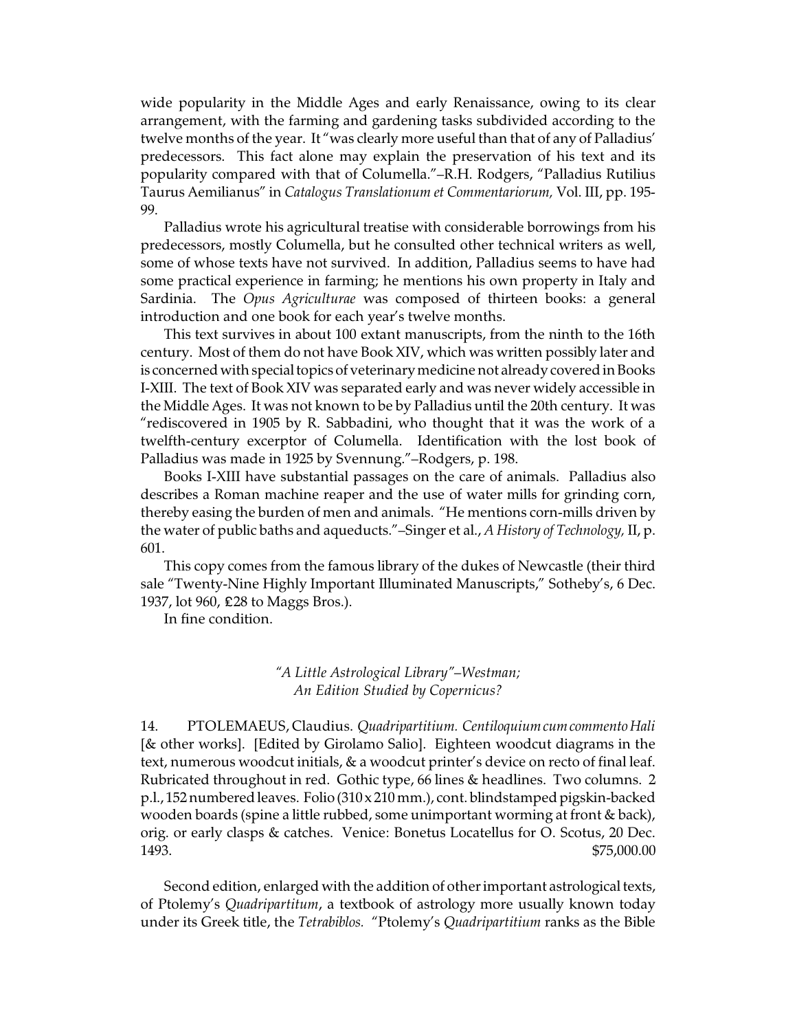wide popularity in the Middle Ages and early Renaissance, owing to its clear arrangement, with the farming and gardening tasks subdivided according to the twelve months of the year. It "was clearly more useful than that of any of Palladius' predecessors. This fact alone may explain the preservation of his text and its popularity compared with that of Columella."–R.H. Rodgers, "Palladius Rutilius Taurus Aemilianus" in *Catalogus Translationum et Commentariorum,* Vol. III, pp. 195-99.

Palladius wrote his agricultural treatise with considerable borrowings from his predecessors, mostly Columella, but he consulted other technical writers as well, some of whose texts have not survived. In addition, Palladius seems to have had some practical experience in farming; he mentions his own property in Italy and Sardinia. The *Opus Agriculturae* was composed of thirteen books: a general introduction and one book for each year's twelve months.

This text survives in about 100 extant manuscripts, from the ninth to the 16th century. Most of them do not have Book XIV, which was written possibly later and is concerned with special topics of veterinary medicine not already covered in Books I-XIII. The text of Book XIV was separated early and was never widely accessible in the Middle Ages. It was not known to be by Palladius until the 20th century. It was "rediscovered in 1905 by R. Sabbadini, who thought that it was the work of a twelfth-century excerptor of Columella. Identification with the lost book of Palladius was made in 1925 by Svennung."–Rodgers, p. 198.

Books I-XIII have substantial passages on the care of animals. Palladius also describes a Roman machine reaper and the use of water mills for grinding corn, thereby easing the burden of men and animals. "He mentions corn-mills driven by the water of public baths and aqueducts."–Singer et al., *A History of Technology,* II, p. 601.

This copy comes from the famous library of the dukes of Newcastle (their third sale "Twenty-Nine Highly Important Illuminated Manuscripts," Sotheby's, 6 Dec. 1937, lot 960, £28 to Maggs Bros.).

In fine condition.

*"A Little Astrological Library"–Westman;*
*An Edition Studied by Copernicus?*

14. PTOLEMAEUS, Claudius. *Quadripartitium. Centiloquium cum commento Hali* [& other works]. [Edited by Girolamo Salio]. Eighteen woodcut diagrams in the text, numerous woodcut initials, & a woodcut printer's device on recto of final leaf. Rubricated throughout in red. Gothic type, 66 lines & headlines. Two columns. 2 p.l., 152 numbered leaves. Folio (310 x 210 mm.), cont. blindstamped pigskin-backed wooden boards (spine a little rubbed, some unimportant worming at front & back), orig. or early clasps & catches. Venice: Bonetus Locatellus for O. Scotus, 20 Dec. 1493. $75,000.00

Second edition, enlarged with the addition of other important astrological texts, of Ptolemy's *Quadripartitum*, a textbook of astrology more usually known today under its Greek title, the *Tetrabiblos.* "Ptolemy's *Quadripartitium* ranks as the Bible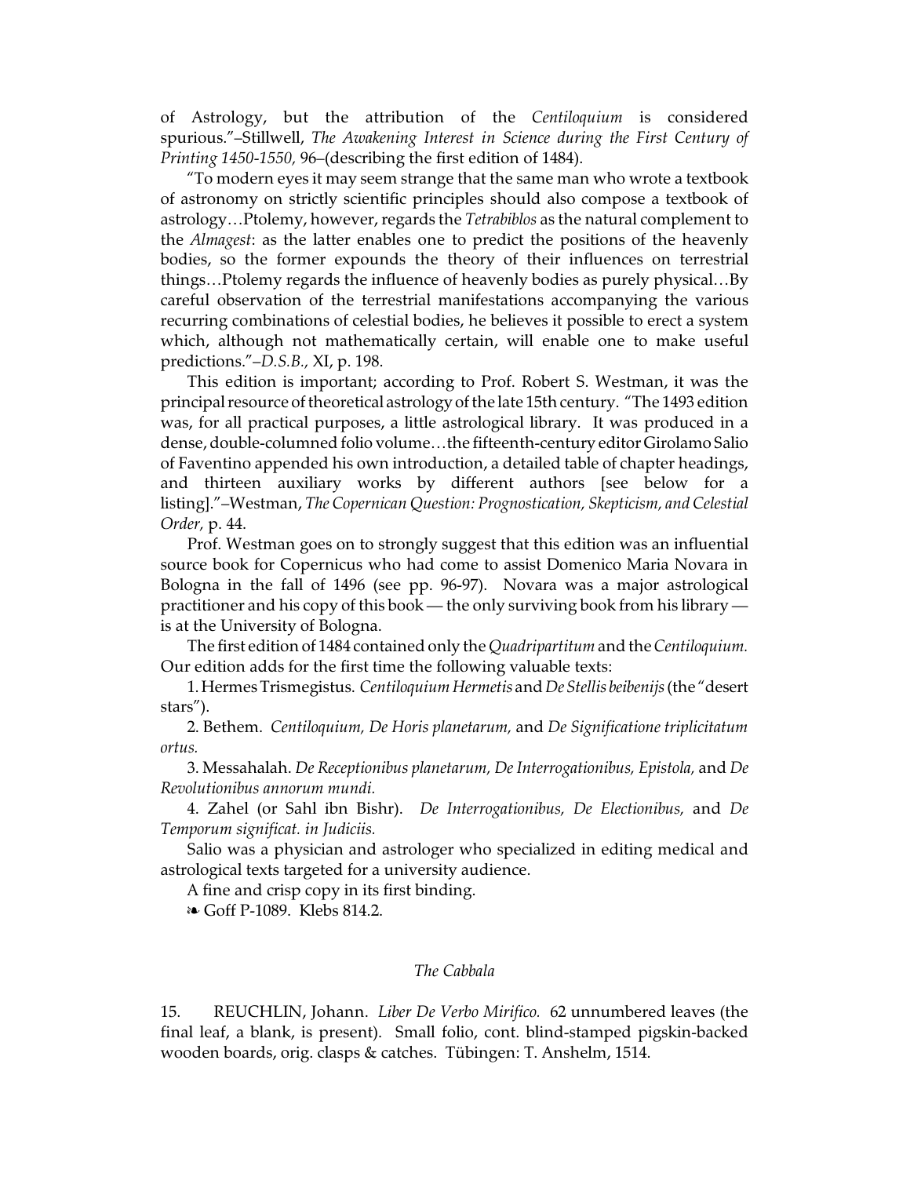of Astrology, but the attribution of the *Centiloquium* is considered spurious."–Stillwell, *The Awakening Interest in Science during the First Century of Printing 1450-1550,* 96–(describing the first edition of 1484).

"To modern eyes it may seem strange that the same man who wrote a textbook of astronomy on strictly scientific principles should also compose a textbook of astrology…Ptolemy, however, regards the *Tetrabiblos* as the natural complement to the *Almagest*: as the latter enables one to predict the positions of the heavenly bodies, so the former expounds the theory of their influences on terrestrial things…Ptolemy regards the influence of heavenly bodies as purely physical…By careful observation of the terrestrial manifestations accompanying the various recurring combinations of celestial bodies, he believes it possible to erect a system which, although not mathematically certain, will enable one to make useful predictions."–*D.S.B.,* XI, p. 198.

This edition is important; according to Prof. Robert S. Westman, it was the principal resource of theoretical astrology of the late 15th century. "The 1493 edition was, for all practical purposes, a little astrological library. It was produced in a dense, double-columned folio volume…the fifteenth-century editor Girolamo Salio of Faventino appended his own introduction, a detailed table of chapter headings, and thirteen auxiliary works by different authors [see below for a listing]."–Westman, *The Copernican Question: Prognostication, Skepticism, and Celestial Order,* p. 44.

Prof. Westman goes on to strongly suggest that this edition was an influential source book for Copernicus who had come to assist Domenico Maria Novara in Bologna in the fall of 1496 (see pp. 96-97). Novara was a major astrological practitioner and his copy of this book — the only surviving book from his library — is at the University of Bologna.

The first edition of 1484 contained only the *Quadripartitum* and the *Centiloquium.* Our edition adds for the first time the following valuable texts:

1. Hermes Trismegistus. *Centiloquium Hermetis* and *De Stellis beibenijs* (the "desert stars").

2. Bethem. *Centiloquium, De Horis planetarum,* and *De Significatione triplicitatum ortus.*

3. Messahalah. *De Receptionibus planetarum, De Interrogationibus, Epistola,* and *De Revolutionibus annorum mundi.*

4. Zahel (or Sahl ibn Bishr). *De Interrogationibus, De Electionibus,* and *De Temporum significat. in Judiciis.*

Salio was a physician and astrologer who specialized in editing medical and astrological texts targeted for a university audience.

A fine and crisp copy in its first binding.

❧ Goff P-1089. Klebs 814.2.

### *The Cabbala*

15. REUCHLIN, Johann. *Liber De Verbo Mirifico.* 62 unnumbered leaves (the final leaf, a blank, is present). Small folio, cont. blind-stamped pigskin-backed wooden boards, orig. clasps & catches. Tübingen: T. Anshelm, 1514.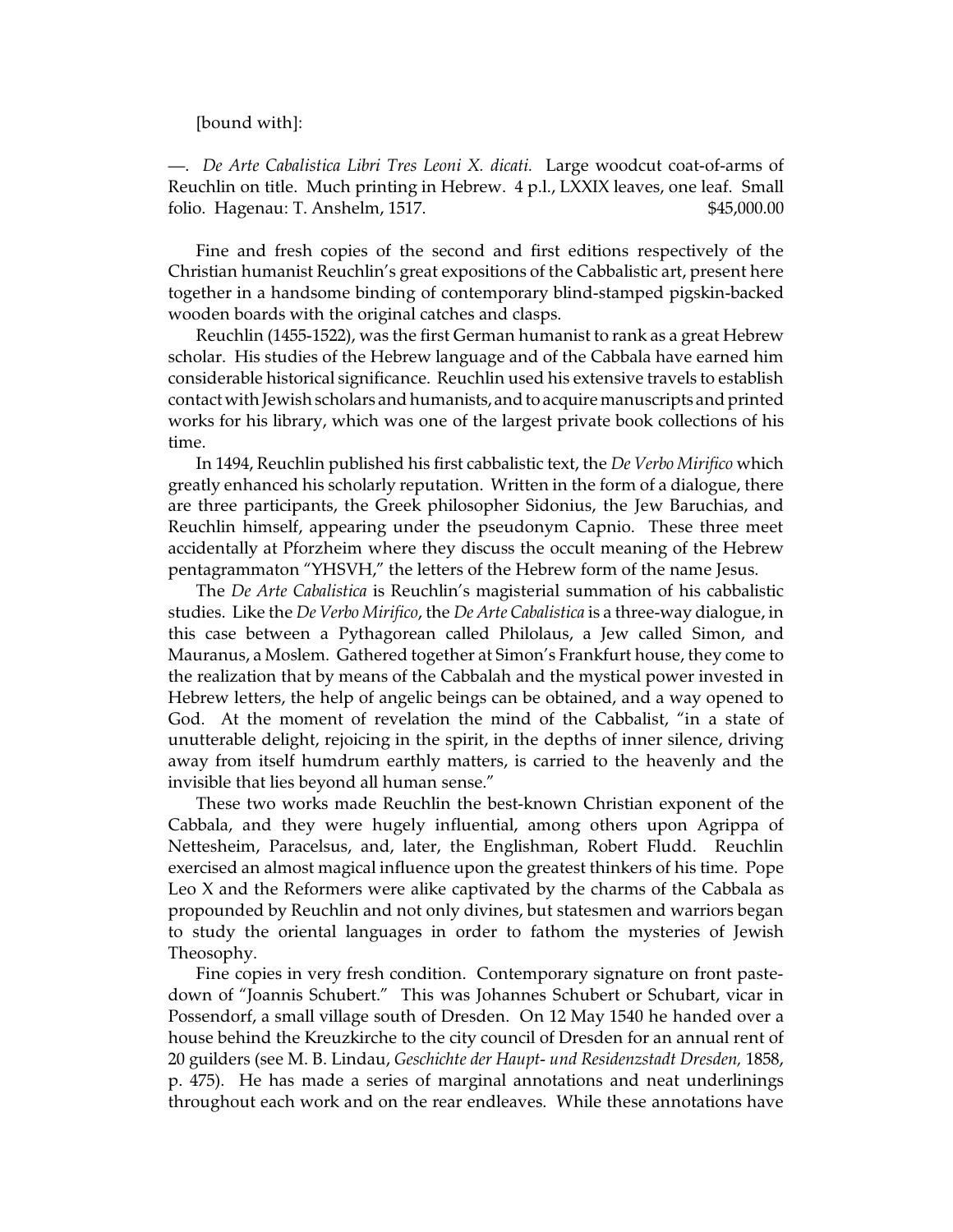[bound with]:

—. *De Arte Cabalistica Libri Tres Leoni X. dicati.* Large woodcut coat-of-arms of Reuchlin on title. Much printing in Hebrew. 4 p.l., LXXIX leaves, one leaf. Small folio. Hagenau: T. Anshelm, 1517. $45,000.00

Fine and fresh copies of the second and first editions respectively of the Christian humanist Reuchlin's great expositions of the Cabbalistic art, present here together in a handsome binding of contemporary blind-stamped pigskin-backed wooden boards with the original catches and clasps.

Reuchlin (1455-1522), was the first German humanist to rank as a great Hebrew scholar. His studies of the Hebrew language and of the Cabbala have earned him considerable historical significance. Reuchlin used his extensive travels to establish contact with Jewish scholars and humanists, and to acquire manuscripts and printed works for his library, which was one of the largest private book collections of his time.

In 1494, Reuchlin published his first cabbalistic text, the *De Verbo Mirifico* which greatly enhanced his scholarly reputation. Written in the form of a dialogue, there are three participants, the Greek philosopher Sidonius, the Jew Baruchias, and Reuchlin himself, appearing under the pseudonym Capnio. These three meet accidentally at Pforzheim where they discuss the occult meaning of the Hebrew pentagrammaton "YHSVH," the letters of the Hebrew form of the name Jesus.

The *De Arte Cabalistica* is Reuchlin's magisterial summation of his cabbalistic studies. Like the *De Verbo Mirifico*, the *De Arte Cabalistica* is a three-way dialogue, in this case between a Pythagorean called Philolaus, a Jew called Simon, and Mauranus, a Moslem. Gathered together at Simon's Frankfurt house, they come to the realization that by means of the Cabbalah and the mystical power invested in Hebrew letters, the help of angelic beings can be obtained, and a way opened to God. At the moment of revelation the mind of the Cabbalist, "in a state of unutterable delight, rejoicing in the spirit, in the depths of inner silence, driving away from itself humdrum earthly matters, is carried to the heavenly and the invisible that lies beyond all human sense."

These two works made Reuchlin the best-known Christian exponent of the Cabbala, and they were hugely influential, among others upon Agrippa of Nettesheim, Paracelsus, and, later, the Englishman, Robert Fludd. Reuchlin exercised an almost magical influence upon the greatest thinkers of his time. Pope Leo X and the Reformers were alike captivated by the charms of the Cabbala as propounded by Reuchlin and not only divines, but statesmen and warriors began to study the oriental languages in order to fathom the mysteries of Jewish Theosophy.

Fine copies in very fresh condition. Contemporary signature on front paste-down of "Joannis Schubert." This was Johannes Schubert or Schubart, vicar in Possendorf, a small village south of Dresden. On 12 May 1540 he handed over a house behind the Kreuzkirche to the city council of Dresden for an annual rent of 20 guilders (see M. B. Lindau, *Geschichte der Haupt- und Residenzstadt Dresden,* 1858, p. 475). He has made a series of marginal annotations and neat underlinings throughout each work and on the rear endleaves. While these annotations have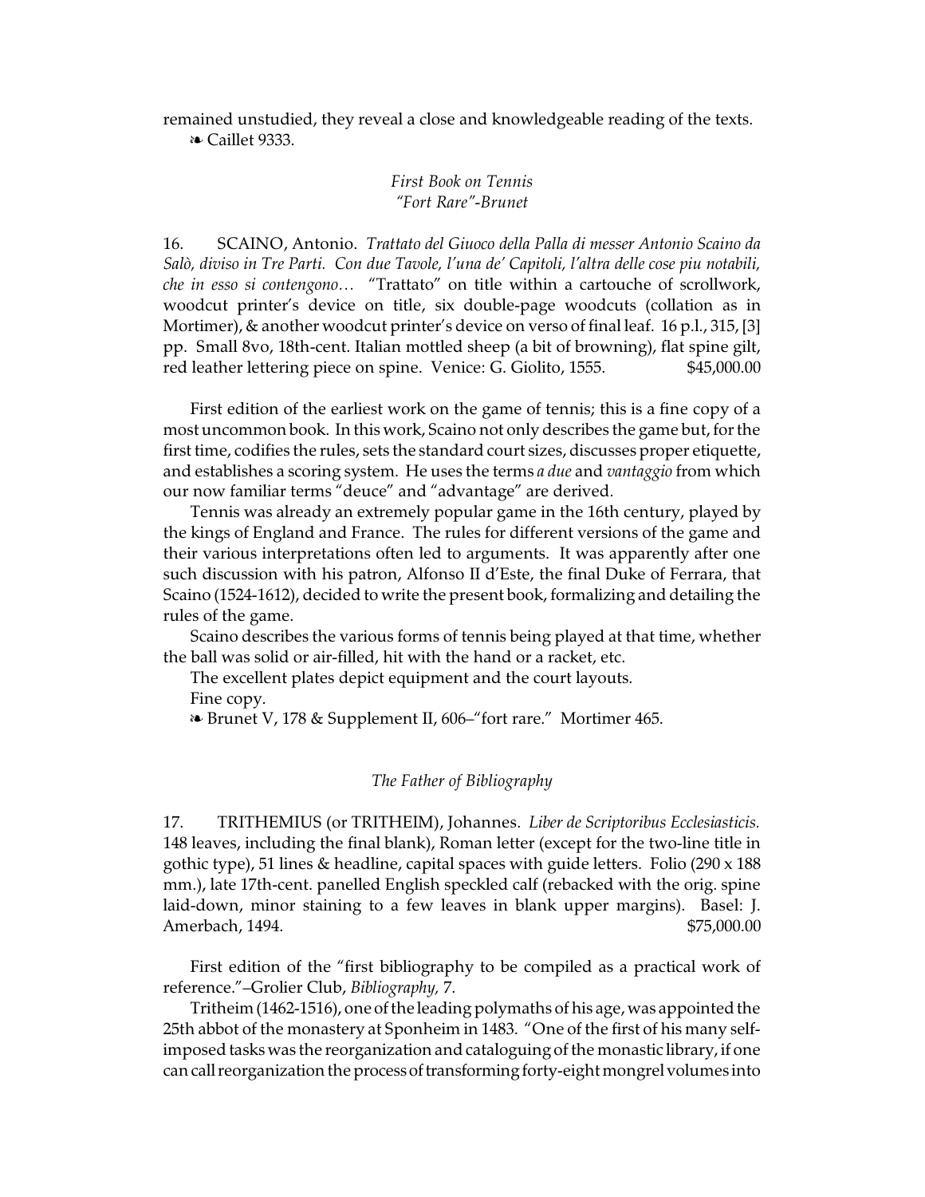remained unstudied, they reveal a close and knowledgeable reading of the texts.

❧ Caillet 9333.

*First Book on Tennis*
*"Fort Rare"-Brunet*

16. SCAINO, Antonio. *Trattato del Giuoco della Palla di messer Antonio Scaino da Salò, diviso in Tre Parti. Con due Tavole, l'una de' Capitoli, l'altra delle cose piu notabili, che in esso si contengono…* "Trattato" on title within a cartouche of scrollwork, woodcut printer's device on title, six double-page woodcuts (collation as in Mortimer), & another woodcut printer's device on verso of final leaf. 16 p.l., 315, [3] pp. Small 8vo, 18th-cent. Italian mottled sheep (a bit of browning), flat spine gilt, red leather lettering piece on spine. Venice: G. Giolito, 1555. $45,000.00

First edition of the earliest work on the game of tennis; this is a fine copy of a most uncommon book. In this work, Scaino not only describes the game but, for the first time, codifies the rules, sets the standard court sizes, discusses proper etiquette, and establishes a scoring system. He uses the terms *a due* and *vantaggio* from which our now familiar terms "deuce" and "advantage" are derived.

Tennis was already an extremely popular game in the 16th century, played by the kings of England and France. The rules for different versions of the game and their various interpretations often led to arguments. It was apparently after one such discussion with his patron, Alfonso II d'Este, the final Duke of Ferrara, that Scaino (1524-1612), decided to write the present book, formalizing and detailing the rules of the game.

Scaino describes the various forms of tennis being played at that time, whether the ball was solid or air-filled, hit with the hand or a racket, etc.

The excellent plates depict equipment and the court layouts.

Fine copy.

❧ Brunet V, 178 & Supplement II, 606–"fort rare." Mortimer 465.

*The Father of Bibliography*

17. TRITHEMIUS (or TRITHEIM), Johannes. *Liber de Scriptoribus Ecclesiasticis.* 148 leaves, including the final blank), Roman letter (except for the two-line title in gothic type), 51 lines & headline, capital spaces with guide letters. Folio (290 x 188 mm.), late 17th-cent. panelled English speckled calf (rebacked with the orig. spine laid-down, minor staining to a few leaves in blank upper margins). Basel: J. Amerbach, 1494. $75,000.00

First edition of the "first bibliography to be compiled as a practical work of reference."–Grolier Club, *Bibliography,* 7.

Tritheim (1462-1516), one of the leading polymaths of his age, was appointed the 25th abbot of the monastery at Sponheim in 1483. "One of the first of his many self-imposed tasks was the reorganization and cataloguing of the monastic library, if one can call reorganization the process of transforming forty-eight mongrel volumes into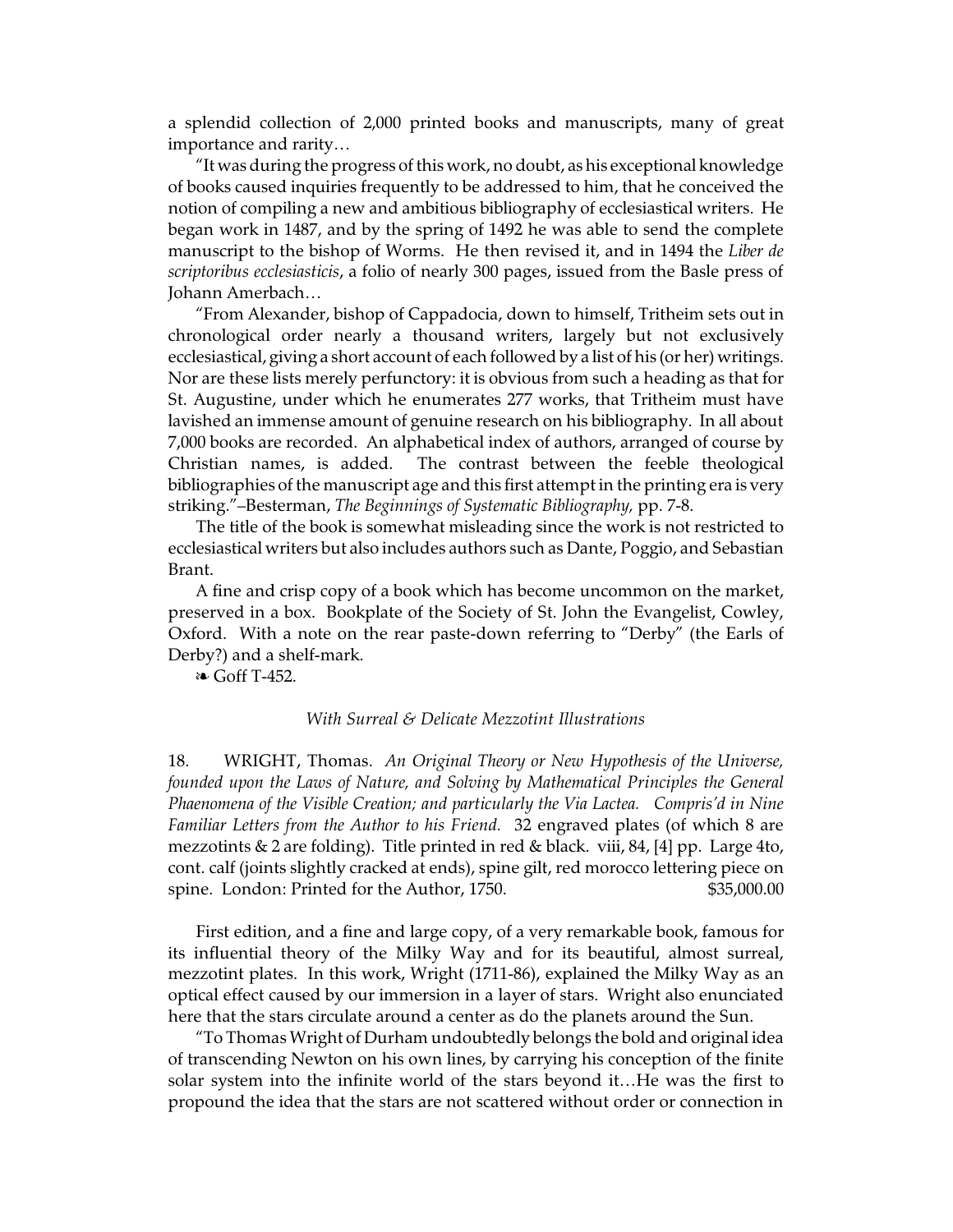a splendid collection of 2,000 printed books and manuscripts, many of great importance and rarity…

"It was during the progress of this work, no doubt, as his exceptional knowledge of books caused inquiries frequently to be addressed to him, that he conceived the notion of compiling a new and ambitious bibliography of ecclesiastical writers. He began work in 1487, and by the spring of 1492 he was able to send the complete manuscript to the bishop of Worms. He then revised it, and in 1494 the *Liber de scriptoribus ecclesiasticis*, a folio of nearly 300 pages, issued from the Basle press of Johann Amerbach…

"From Alexander, bishop of Cappadocia, down to himself, Tritheim sets out in chronological order nearly a thousand writers, largely but not exclusively ecclesiastical, giving a short account of each followed by a list of his (or her) writings. Nor are these lists merely perfunctory: it is obvious from such a heading as that for St. Augustine, under which he enumerates 277 works, that Tritheim must have lavished an immense amount of genuine research on his bibliography. In all about 7,000 books are recorded. An alphabetical index of authors, arranged of course by Christian names, is added. The contrast between the feeble theological bibliographies of the manuscript age and this first attempt in the printing era is very striking."–Besterman, *The Beginnings of Systematic Bibliography,* pp. 7-8.

The title of the book is somewhat misleading since the work is not restricted to ecclesiastical writers but also includes authors such as Dante, Poggio, and Sebastian Brant.

A fine and crisp copy of a book which has become uncommon on the market, preserved in a box. Bookplate of the Society of St. John the Evangelist, Cowley, Oxford. With a note on the rear paste-down referring to "Derby" (the Earls of Derby?) and a shelf-mark.

❧ Goff T-452.

*With Surreal & Delicate Mezzotint Illustrations*

18. WRIGHT, Thomas. *An Original Theory or New Hypothesis of the Universe, founded upon the Laws of Nature, and Solving by Mathematical Principles the General Phaenomena of the Visible Creation; and particularly the Via Lactea. Compris'd in Nine Familiar Letters from the Author to his Friend.* 32 engraved plates (of which 8 are mezzotints & 2 are folding). Title printed in red & black. viii, 84, [4] pp. Large 4to, cont. calf (joints slightly cracked at ends), spine gilt, red morocco lettering piece on spine. London: Printed for the Author, 1750. $35,000.00

First edition, and a fine and large copy, of a very remarkable book, famous for its influential theory of the Milky Way and for its beautiful, almost surreal, mezzotint plates. In this work, Wright (1711-86), explained the Milky Way as an optical effect caused by our immersion in a layer of stars. Wright also enunciated here that the stars circulate around a center as do the planets around the Sun.

"To Thomas Wright of Durham undoubtedly belongs the bold and original idea of transcending Newton on his own lines, by carrying his conception of the finite solar system into the infinite world of the stars beyond it…He was the first to propound the idea that the stars are not scattered without order or connection in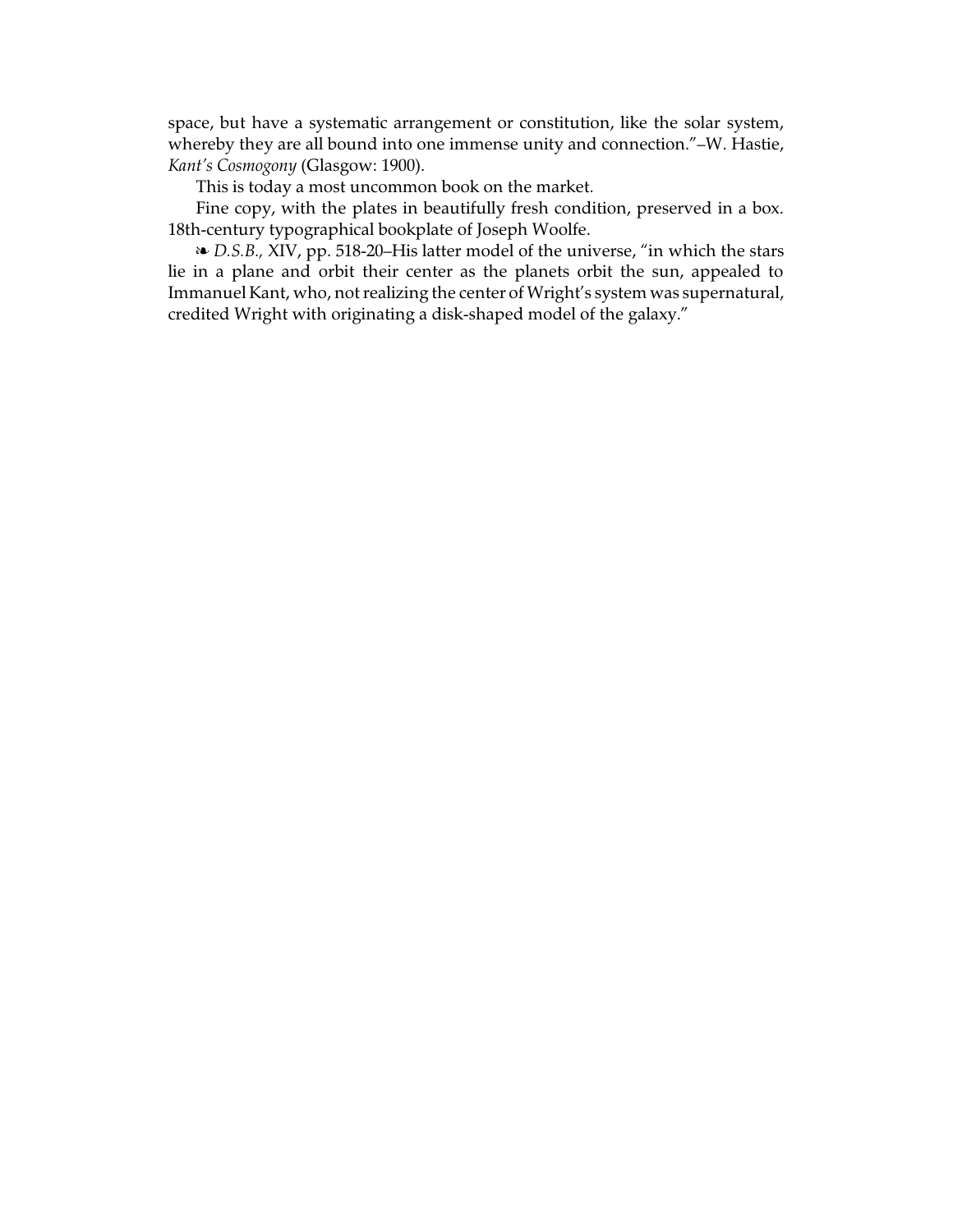space, but have a systematic arrangement or constitution, like the solar system, whereby they are all bound into one immense unity and connection."–W. Hastie, *Kant's Cosmogony* (Glasgow: 1900).

This is today a most uncommon book on the market.

Fine copy, with the plates in beautifully fresh condition, preserved in a box. 18th-century typographical bookplate of Joseph Woolfe.

❧ *D.S.B.,* XIV, pp. 518-20–His latter model of the universe, "in which the stars lie in a plane and orbit their center as the planets orbit the sun, appealed to Immanuel Kant, who, not realizing the center of Wright's system was supernatural, credited Wright with originating a disk-shaped model of the galaxy."